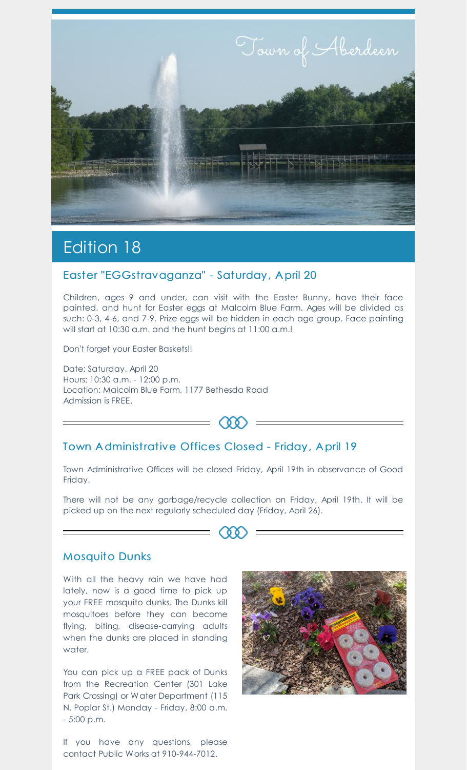Town of Aberdeen

# Edition 18

## Easter "EGGstravaganza" - Saturday, April 20

Children, ages 9 and under, can visit with the Easter Bunny, have their face painted, and hunt for Easter eggs at Malcolm Blue Farm. Ages will be divided as such: 0-3, 4-6, and 7-9. Prize eggs will be hidden in each age group. Face painting will start at 10:30 a.m. and the hunt begins at 11:00 a.m.!

Don't forget your Easter Baskets!!

Date: Saturday, April 20
Hours: 10:30 a.m. - 12:00 p.m.
Location: Malcolm Blue Farm, 1177 Bethesda Road
Admission is FREE.

## Town Administrative Offices Closed - Friday, April 19

Town Administrative Offices will be closed Friday, April 19th in observance of Good Friday.

There will not be any garbage/recycle collection on Friday, April 19th. It will be picked up on the next regularly scheduled day (Friday, April 26).

## Mosquito Dunks

With all the heavy rain we have had lately, now is a good time to pick up your FREE mosquito dunks. The Dunks kill mosquitoes before they can become flying, biting, disease-carrying adults when the dunks are placed in standing water.

You can pick up a FREE pack of Dunks from the Recreation Center (301 Lake Park Crossing) or Water Department (115 N. Poplar St.) Monday - Friday, 8:00 a.m. - 5:00 p.m.

If you have any questions, please contact Public Works at 910-944-7012.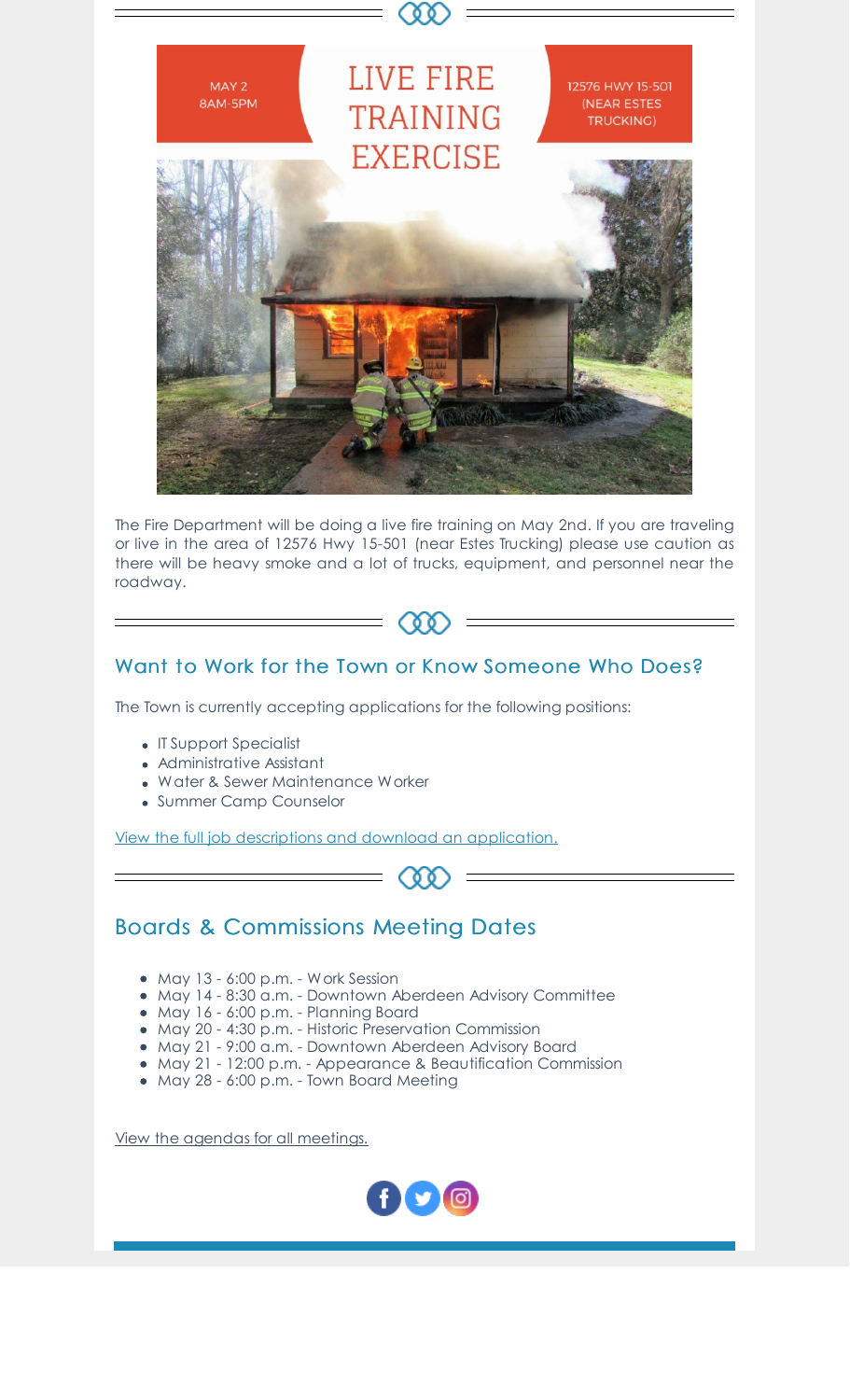MAY 2
8AM-5PM

# LIVE FIRE TRAINING EXERCISE

12576 HWY 15-501 (NEAR ESTES TRUCKING)

The Fire Department will be doing a live fire training on May 2nd. If you are traveling or live in the area of 12576 Hwy 15-501 (near Estes Trucking) please use caution as there will be heavy smoke and a lot of trucks, equipment, and personnel near the roadway.

## Want to Work for the Town or Know Someone Who Does?

The Town is currently accepting applications for the following positions:

- IT Support Specialist
- Administrative Assistant
- Water & Sewer Maintenance Worker
- Summer Camp Counselor

View the full job descriptions and download an application.

## Boards & Commissions Meeting Dates

- May 13 - 6:00 p.m. - Work Session
- May 14 - 8:30 a.m. - Downtown Aberdeen Advisory Committee
- May 16 - 6:00 p.m. - Planning Board
- May 20 - 4:30 p.m. - Historic Preservation Commission
- May 21 - 9:00 a.m. - Downtown Aberdeen Advisory Board
- May 21 - 12:00 p.m. - Appearance & Beautification Commission
- May 28 - 6:00 p.m. - Town Board Meeting

View the agendas for all meetings.